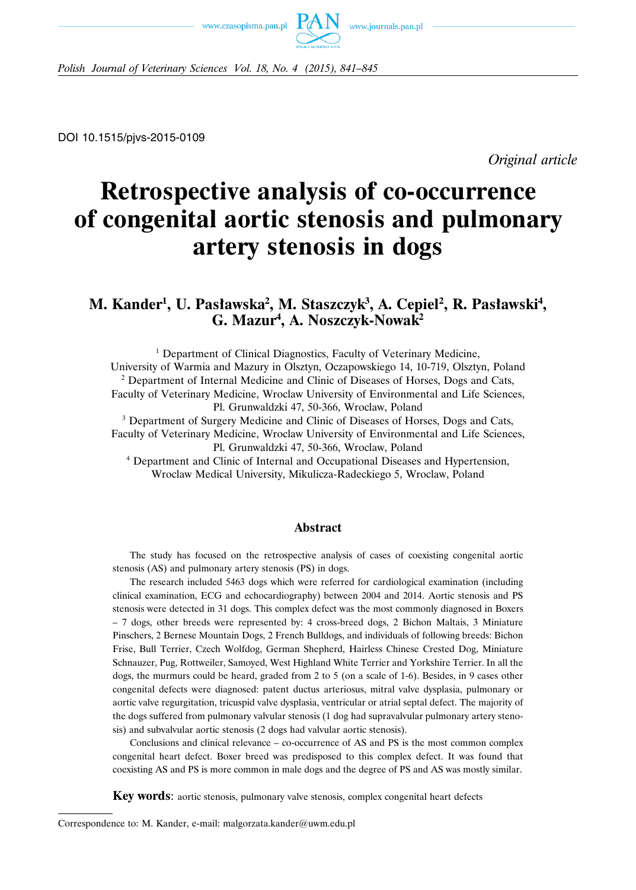DOI 10.1515/pjvs-2015-0109

*Original article*

# Retrospective analysis of co-occurrence of congenital aortic stenosis and pulmonary artery stenosis in dogs

## M. Kander[1], U. Pasławska[2], M. Staszczyk[3], A. Cepiel[2], R. Pasławski[4], G. Mazur[4], A. Noszczyk-Nowak[2]

[1] Department of Clinical Diagnostics, Faculty of Veterinary Medicine, University of Warmia and Mazury in Olsztyn, Oczapowskiego 14, 10-719, Olsztyn, Poland
[2] Department of Internal Medicine and Clinic of Diseases of Horses, Dogs and Cats, Faculty of Veterinary Medicine, Wroclaw University of Environmental and Life Sciences, Pl. Grunwaldzki 47, 50-366, Wroclaw, Poland
[3] Department of Surgery Medicine and Clinic of Diseases of Horses, Dogs and Cats, Faculty of Veterinary Medicine, Wroclaw University of Environmental and Life Sciences, Pl. Grunwaldzki 47, 50-366, Wroclaw, Poland
[4] Department and Clinic of Internal and Occupational Diseases and Hypertension, Wroclaw Medical University, Mikulicza-Radeckiego 5, Wroclaw, Poland

### Abstract

The study has focused on the retrospective analysis of cases of coexisting congenital aortic stenosis (AS) and pulmonary artery stenosis (PS) in dogs.

The research included 5463 dogs which were referred for cardiological examination (including clinical examination, ECG and echocardiography) between 2004 and 2014. Aortic stenosis and PS stenosis were detected in 31 dogs. This complex defect was the most commonly diagnosed in Boxers – 7 dogs, other breeds were represented by: 4 cross-breed dogs, 2 Bichon Maltais, 3 Miniature Pinschers, 2 Bernese Mountain Dogs, 2 French Bulldogs, and individuals of following breeds: Bichon Frise, Bull Terrier, Czech Wolfdog, German Shepherd, Hairless Chinese Crested Dog, Miniature Schnauzer, Pug, Rottweiler, Samoyed, West Highland White Terrier and Yorkshire Terrier. In all the dogs, the murmurs could be heard, graded from 2 to 5 (on a scale of 1-6). Besides, in 9 cases other congenital defects were diagnosed: patent ductus arteriosus, mitral valve dysplasia, pulmonary or aortic valve regurgitation, tricuspid valve dysplasia, ventricular or atrial septal defect. The majority of the dogs suffered from pulmonary valvular stenosis (1 dog had supravalvular pulmonary artery stenosis) and subvalvular aortic stenosis (2 dogs had valvular aortic stenosis).

Conclusions and clinical relevance – co-occurrence of AS and PS is the most common complex congenital heart defect. Boxer breed was predisposed to this complex defect. It was found that coexisting AS and PS is more common in male dogs and the degree of PS and AS was mostly similar.

**Key words**: aortic stenosis, pulmonary valve stenosis, complex congenital heart defects

Correspondence to: M. Kander, e-mail: malgorzata.kander@uwm.edu.pl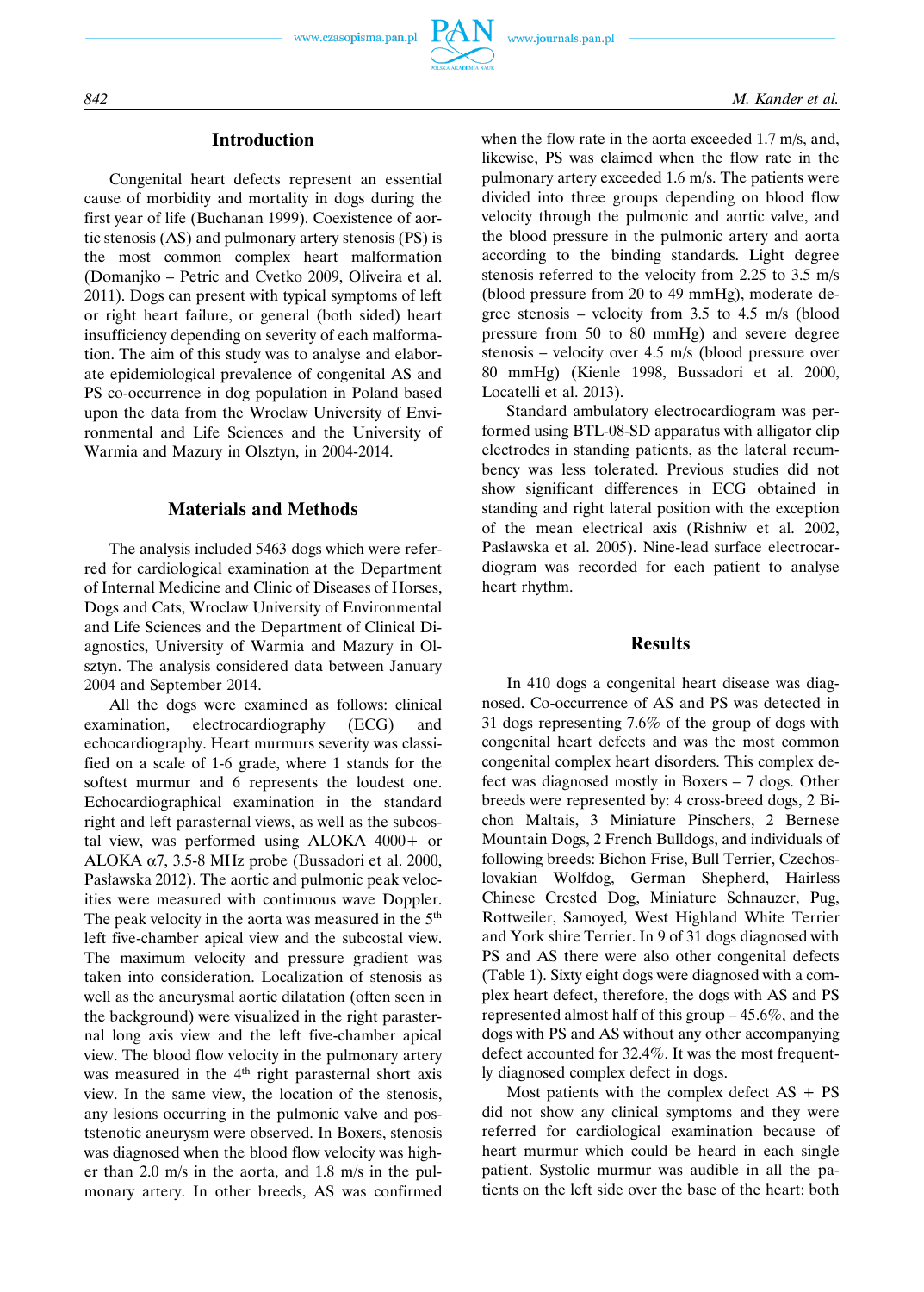## Introduction

Congenital heart defects represent an essential cause of morbidity and mortality in dogs during the first year of life (Buchanan 1999). Coexistence of aortic stenosis (AS) and pulmonary artery stenosis (PS) is the most common complex heart malformation (Domanjko – Petric and Cvetko 2009, Oliveira et al. 2011). Dogs can present with typical symptoms of left or right heart failure, or general (both sided) heart insufficiency depending on severity of each malformation. The aim of this study was to analyse and elaborate epidemiological prevalence of congenital AS and PS co-occurrence in dog population in Poland based upon the data from the Wroclaw University of Environmental and Life Sciences and the University of Warmia and Mazury in Olsztyn, in 2004-2014.

## Materials and Methods

The analysis included 5463 dogs which were referred for cardiological examination at the Department of Internal Medicine and Clinic of Diseases of Horses, Dogs and Cats, Wroclaw University of Environmental and Life Sciences and the Department of Clinical Diagnostics, University of Warmia and Mazury in Olsztyn. The analysis considered data between January 2004 and September 2014.

All the dogs were examined as follows: clinical examination, electrocardiography (ECG) and echocardiography. Heart murmurs severity was classified on a scale of 1-6 grade, where 1 stands for the softest murmur and 6 represents the loudest one. Echocardiographical examination in the standard right and left parasternal views, as well as the subcostal view, was performed using ALOKA 4000+ or ALOKA α7, 3.5-8 MHz probe (Bussadori et al. 2000, Pasławska 2012). The aortic and pulmonic peak velocities were measured with continuous wave Doppler. The peak velocity in the aorta was measured in the 5th left five-chamber apical view and the subcostal view. The maximum velocity and pressure gradient was taken into consideration. Localization of stenosis as well as the aneurysmal aortic dilatation (often seen in the background) were visualized in the right parasternal long axis view and the left five-chamber apical view. The blood flow velocity in the pulmonary artery was measured in the 4th right parasternal short axis view. In the same view, the location of the stenosis, any lesions occurring in the pulmonic valve and postenotic aneurysm were observed. In Boxers, stenosis was diagnosed when the blood flow velocity was higher than 2.0 m/s in the aorta, and 1.8 m/s in the pulmonary artery. In other breeds, AS was confirmed when the flow rate in the aorta exceeded 1.7 m/s, and, likewise, PS was claimed when the flow rate in the pulmonary artery exceeded 1.6 m/s. The patients were divided into three groups depending on blood flow velocity through the pulmonic and aortic valve, and the blood pressure in the pulmonic artery and aorta according to the binding standards. Light degree stenosis referred to the velocity from 2.25 to 3.5 m/s (blood pressure from 20 to 49 mmHg), moderate degree stenosis – velocity from 3.5 to 4.5 m/s (blood pressure from 50 to 80 mmHg) and severe degree stenosis – velocity over 4.5 m/s (blood pressure over 80 mmHg) (Kienle 1998, Bussadori et al. 2000, Locatelli et al. 2013).

Standard ambulatory electrocardiogram was performed using BTL-08-SD apparatus with alligator clip electrodes in standing patients, as the lateral recumbency was less tolerated. Previous studies did not show significant differences in ECG obtained in standing and right lateral position with the exception of the mean electrical axis (Rishniw et al. 2002, Pasławska et al. 2005). Nine-lead surface electrocardiogram was recorded for each patient to analyse heart rhythm.

## Results

In 410 dogs a congenital heart disease was diagnosed. Co-occurrence of AS and PS was detected in 31 dogs representing 7.6% of the group of dogs with congenital heart defects and was the most common congenital complex heart disorders. This complex defect was diagnosed mostly in Boxers – 7 dogs. Other breeds were represented by: 4 cross-breed dogs, 2 Bichon Maltais, 3 Miniature Pinschers, 2 Bernese Mountain Dogs, 2 French Bulldogs, and individuals of following breeds: Bichon Frise, Bull Terrier, Czechoslovakian Wolfdog, German Shepherd, Hairless Chinese Crested Dog, Miniature Schnauzer, Pug, Rottweiler, Samoyed, West Highland White Terrier and York shire Terrier. In 9 of 31 dogs diagnosed with PS and AS there were also other congenital defects (Table 1). Sixty eight dogs were diagnosed with a complex heart defect, therefore, the dogs with AS and PS represented almost half of this group – 45.6%, and the dogs with PS and AS without any other accompanying defect accounted for 32.4%. It was the most frequently diagnosed complex defect in dogs.

Most patients with the complex defect AS + PS did not show any clinical symptoms and they were referred for cardiological examination because of heart murmur which could be heard in each single patient. Systolic murmur was audible in all the patients on the left side over the base of the heart: both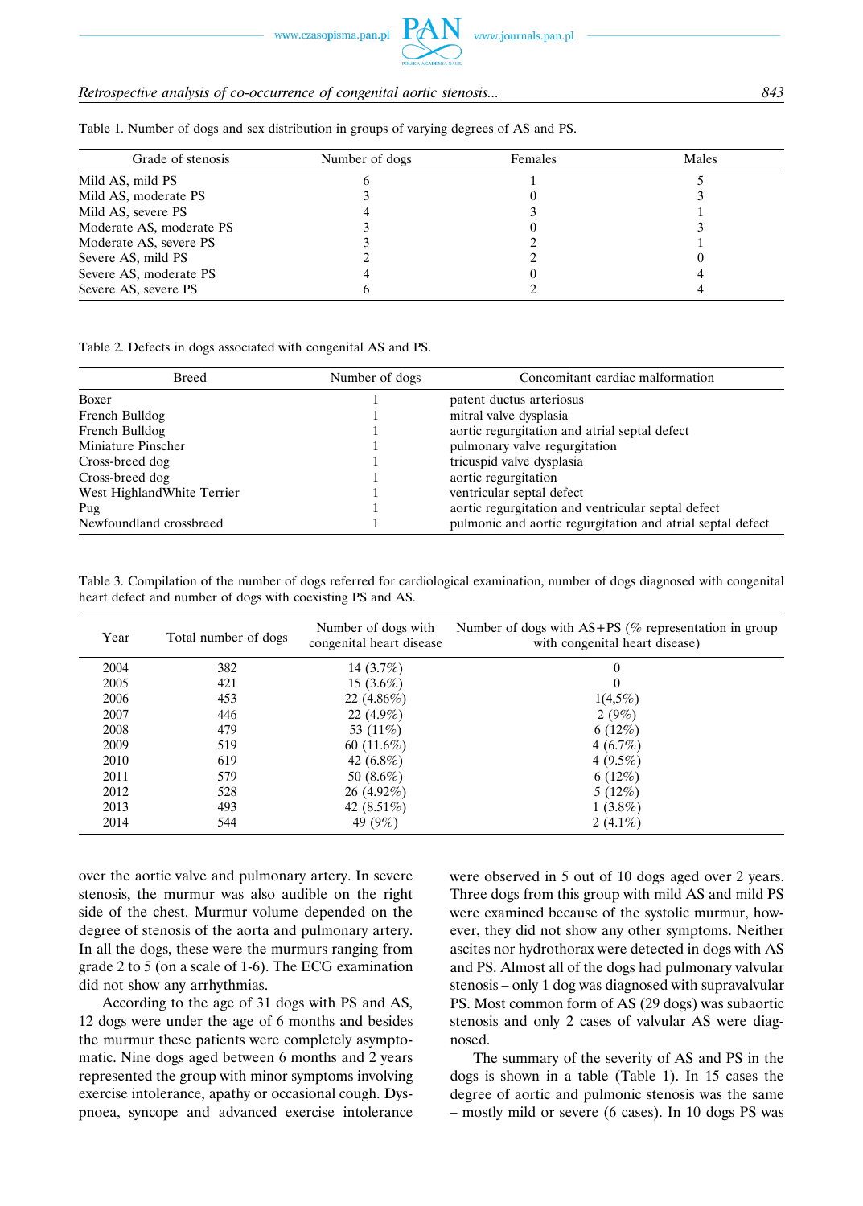Table 1. Number of dogs and sex distribution in groups of varying degrees of AS and PS.

| Grade of stenosis | Number of dogs | Females | Males |
|---|---|---|---|
| Mild AS, mild PS | 6 | 1 | 5 |
| Mild AS, moderate PS | 3 | 0 | 3 |
| Mild AS, severe PS | 4 | 3 | 1 |
| Moderate AS, moderate PS | 3 | 0 | 3 |
| Moderate AS, severe PS | 3 | 2 | 1 |
| Severe AS, mild PS | 2 | 2 | 0 |
| Severe AS, moderate PS | 4 | 0 | 4 |
| Severe AS, severe PS | 6 | 2 | 4 |

Table 2. Defects in dogs associated with congenital AS and PS.

| Breed | Number of dogs | Concomitant cardiac malformation |
|---|---|---|
| Boxer | 1 | patent ductus arteriosus |
| French Bulldog | 1 | mitral valve dysplasia |
| French Bulldog | 1 | aortic regurgitation and atrial septal defect |
| Miniature Pinscher | 1 | pulmonary valve regurgitation |
| Cross-breed dog | 1 | tricuspid valve dysplasia |
| Cross-breed dog | 1 | aortic regurgitation |
| West HighlandWhite Terrier | 1 | ventricular septal defect |
| Pug | 1 | aortic regurgitation and ventricular septal defect |
| Newfoundland crossbreed | 1 | pulmonic and aortic regurgitation and atrial septal defect |

Table 3. Compilation of the number of dogs referred for cardiological examination, number of dogs diagnosed with congenital heart defect and number of dogs with coexisting PS and AS.

| Year | Total number of dogs | Number of dogs with congenital heart disease | Number of dogs with AS+PS (% representation in group with congenital heart disease) |
|---|---|---|---|
| 2004 | 382 | 14 (3.7%) | 0 |
| 2005 | 421 | 15 (3.6%) | 0 |
| 2006 | 453 | 22 (4.86%) | 1(4,5%) |
| 2007 | 446 | 22 (4.9%) | 2 (9%) |
| 2008 | 479 | 53 (11%) | 6 (12%) |
| 2009 | 519 | 60 (11.6%) | 4 (6.7%) |
| 2010 | 619 | 42 (6.8%) | 4 (9.5%) |
| 2011 | 579 | 50 (8.6%) | 6 (12%) |
| 2012 | 528 | 26 (4.92%) | 5 (12%) |
| 2013 | 493 | 42 (8.51%) | 1 (3.8%) |
| 2014 | 544 | 49 (9%) | 2 (4.1%) |

over the aortic valve and pulmonary artery. In severe stenosis, the murmur was also audible on the right side of the chest. Murmur volume depended on the degree of stenosis of the aorta and pulmonary artery. In all the dogs, these were the murmurs ranging from grade 2 to 5 (on a scale of 1-6). The ECG examination did not show any arrhythmias.

According to the age of 31 dogs with PS and AS, 12 dogs were under the age of 6 months and besides the murmur these patients were completely asymptomatic. Nine dogs aged between 6 months and 2 years represented the group with minor symptoms involving exercise intolerance, apathy or occasional cough. Dyspnoea, syncope and advanced exercise intolerance were observed in 5 out of 10 dogs aged over 2 years. Three dogs from this group with mild AS and mild PS were examined because of the systolic murmur, however, they did not show any other symptoms. Neither ascites nor hydrothorax were detected in dogs with AS and PS. Almost all of the dogs had pulmonary valvular stenosis – only 1 dog was diagnosed with supravalvular PS. Most common form of AS (29 dogs) was subaortic stenosis and only 2 cases of valvular AS were diagnosed.

The summary of the severity of AS and PS in the dogs is shown in a table (Table 1). In 15 cases the degree of aortic and pulmonic stenosis was the same – mostly mild or severe (6 cases). In 10 dogs PS was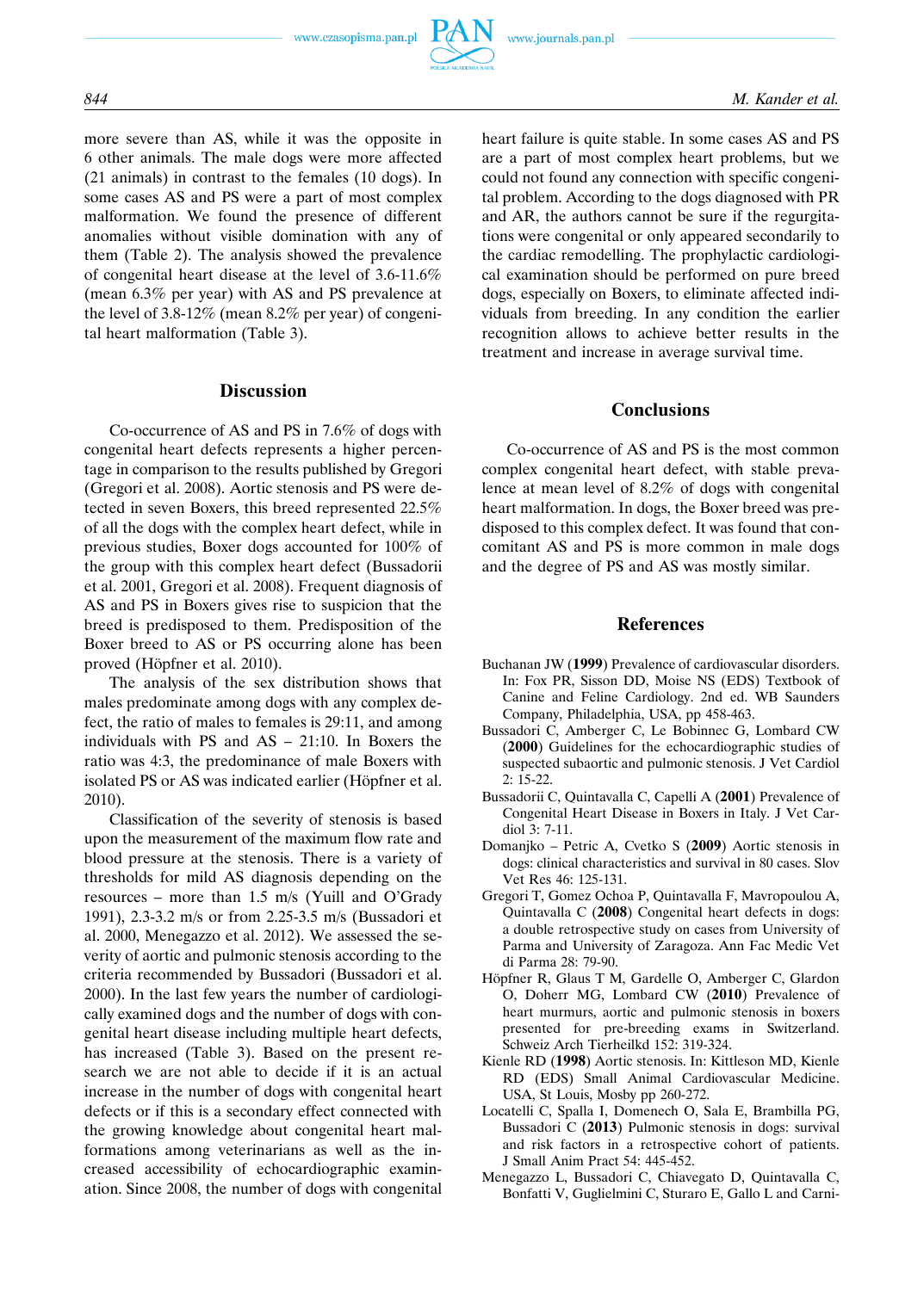more severe than AS, while it was the opposite in 6 other animals. The male dogs were more affected (21 animals) in contrast to the females (10 dogs). In some cases AS and PS were a part of most complex malformation. We found the presence of different anomalies without visible domination with any of them (Table 2). The analysis showed the prevalence of congenital heart disease at the level of 3.6-11.6% (mean 6.3% per year) with AS and PS prevalence at the level of 3.8-12% (mean 8.2% per year) of congenital heart malformation (Table 3).

## Discussion

Co-occurrence of AS and PS in 7.6% of dogs with congenital heart defects represents a higher percentage in comparison to the results published by Gregori (Gregori et al. 2008). Aortic stenosis and PS were detected in seven Boxers, this breed represented 22.5% of all the dogs with the complex heart defect, while in previous studies, Boxer dogs accounted for 100% of the group with this complex heart defect (Bussadorii et al. 2001, Gregori et al. 2008). Frequent diagnosis of AS and PS in Boxers gives rise to suspicion that the breed is predisposed to them. Predisposition of the Boxer breed to AS or PS occurring alone has been proved (Höpfner et al. 2010).

The analysis of the sex distribution shows that males predominate among dogs with any complex defect, the ratio of males to females is 29:11, and among individuals with PS and AS – 21:10. In Boxers the ratio was 4:3, the predominance of male Boxers with isolated PS or AS was indicated earlier (Höpfner et al. 2010).

Classification of the severity of stenosis is based upon the measurement of the maximum flow rate and blood pressure at the stenosis. There is a variety of thresholds for mild AS diagnosis depending on the resources – more than 1.5 m/s (Yuill and O'Grady 1991), 2.3-3.2 m/s or from 2.25-3.5 m/s (Bussadori et al. 2000, Menegazzo et al. 2012). We assessed the severity of aortic and pulmonic stenosis according to the criteria recommended by Bussadori (Bussadori et al. 2000). In the last few years the number of cardiologically examined dogs and the number of dogs with congenital heart disease including multiple heart defects, has increased (Table 3). Based on the present research we are not able to decide if it is an actual increase in the number of dogs with congenital heart defects or if this is a secondary effect connected with the growing knowledge about congenital heart malformations among veterinarians as well as the increased accessibility of echocardiographic examination. Since 2008, the number of dogs with congenital heart failure is quite stable. In some cases AS and PS are a part of most complex heart problems, but we could not found any connection with specific congenital problem. According to the dogs diagnosed with PR and AR, the authors cannot be sure if the regurgitations were congenital or only appeared secondarily to the cardiac remodelling. The prophylactic cardiological examination should be performed on pure breed dogs, especially on Boxers, to eliminate affected individuals from breeding. In any condition the earlier recognition allows to achieve better results in the treatment and increase in average survival time.

## Conclusions

Co-occurrence of AS and PS is the most common complex congenital heart defect, with stable prevalence at mean level of 8.2% of dogs with congenital heart malformation. In dogs, the Boxer breed was predisposed to this complex defect. It was found that concomitant AS and PS is more common in male dogs and the degree of PS and AS was mostly similar.

## References

Buchanan JW (**1999**) Prevalence of cardiovascular disorders. In: Fox PR, Sisson DD, Moise NS (EDS) Textbook of Canine and Feline Cardiology. 2nd ed. WB Saunders Company, Philadelphia, USA, pp 458-463.

Bussadori C, Amberger C, Le Bobinnec G, Lombard CW (**2000**) Guidelines for the echocardiographic studies of suspected subaortic and pulmonic stenosis. J Vet Cardiol 2: 15-22.

Bussadorii C, Quintavalla C, Capelli A (**2001**) Prevalence of Congenital Heart Disease in Boxers in Italy. J Vet Cardiol 3: 7-11.

Domanjko – Petric A, Cvetko S (**2009**) Aortic stenosis in dogs: clinical characteristics and survival in 80 cases. Slov Vet Res 46: 125-131.

Gregori T, Gomez Ochoa P, Quintavalla F, Mavropoulou A, Quintavalla C (**2008**) Congenital heart defects in dogs: a double retrospective study on cases from University of Parma and University of Zaragoza. Ann Fac Medic Vet di Parma 28: 79-90.

Höpfner R, Glaus T M, Gardelle O, Amberger C, Glardon O, Doherr MG, Lombard CW (**2010**) Prevalence of heart murmurs, aortic and pulmonic stenosis in boxers presented for pre-breeding exams in Switzerland. Schweiz Arch Tierheilkd 152: 319-324.

Kienle RD (**1998**) Aortic stenosis. In: Kittleson MD, Kienle RD (EDS) Small Animal Cardiovascular Medicine. USA, St Louis, Mosby pp 260-272.

Locatelli C, Spalla I, Domenech O, Sala E, Brambilla PG, Bussadori C (**2013**) Pulmonic stenosis in dogs: survival and risk factors in a retrospective cohort of patients. J Small Anim Pract 54: 445-452.

Menegazzo L, Bussadori C, Chiavegato D, Quintavalla C, Bonfatti V, Guglielmini C, Sturaro E, Gallo L and Carni-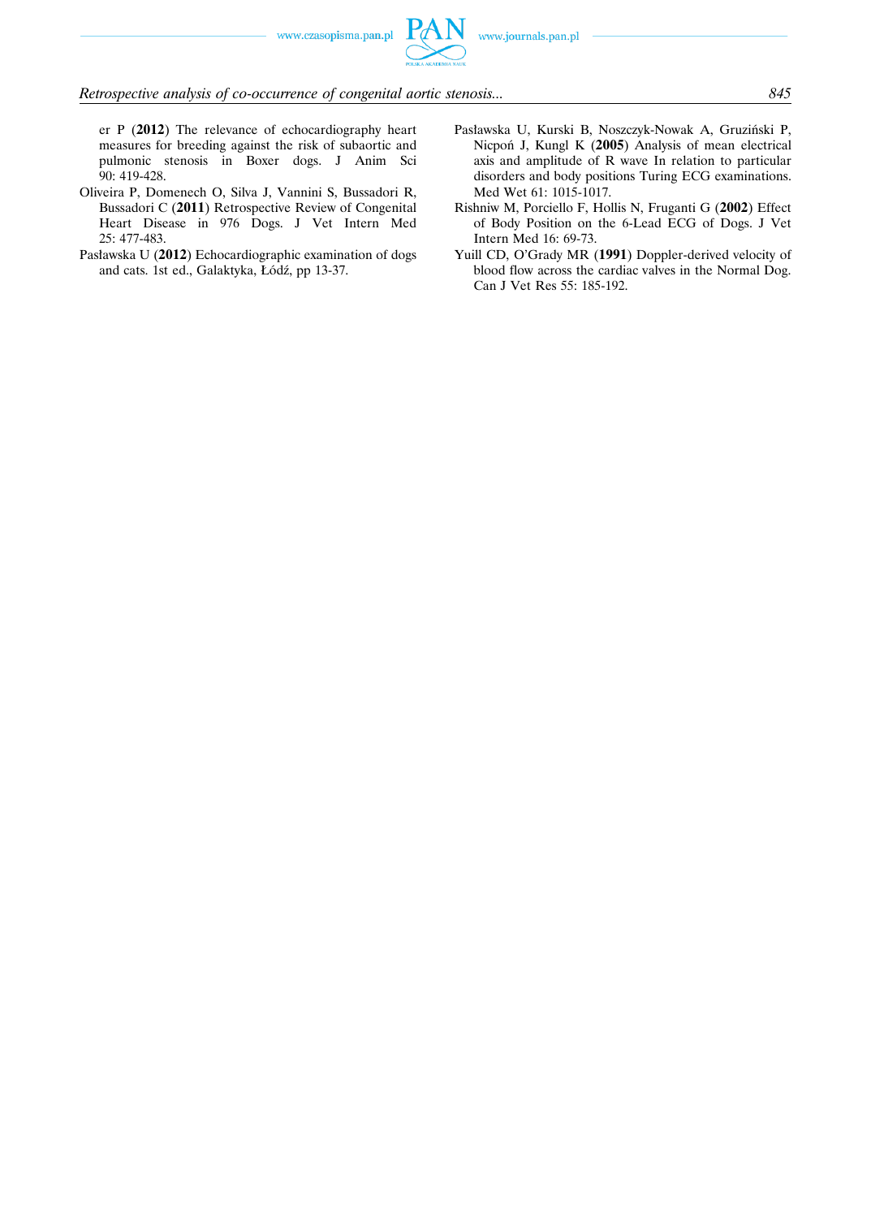er P (**2012**) The relevance of echocardiography heart measures for breeding against the risk of subaortic and pulmonic stenosis in Boxer dogs. J Anim Sci 90: 419-428.

Oliveira P, Domenech O, Silva J, Vannini S, Bussadori R, Bussadori C (**2011**) Retrospective Review of Congenital Heart Disease in 976 Dogs. J Vet Intern Med 25: 477-483.

Pasławska U (**2012**) Echocardiographic examination of dogs and cats. 1st ed., Galaktyka, Łódź, pp 13-37.

Pasławska U, Kurski B, Noszczyk-Nowak A, Gruziński P, Nicpoń J, Kungl K (**2005**) Analysis of mean electrical axis and amplitude of R wave In relation to particular disorders and body positions Turing ECG examinations. Med Wet 61: 1015-1017.

Rishniw M, Porciello F, Hollis N, Fruganti G (**2002**) Effect of Body Position on the 6-Lead ECG of Dogs. J Vet Intern Med 16: 69-73.

Yuill CD, O'Grady MR (**1991**) Doppler-derived velocity of blood flow across the cardiac valves in the Normal Dog. Can J Vet Res 55: 185-192.